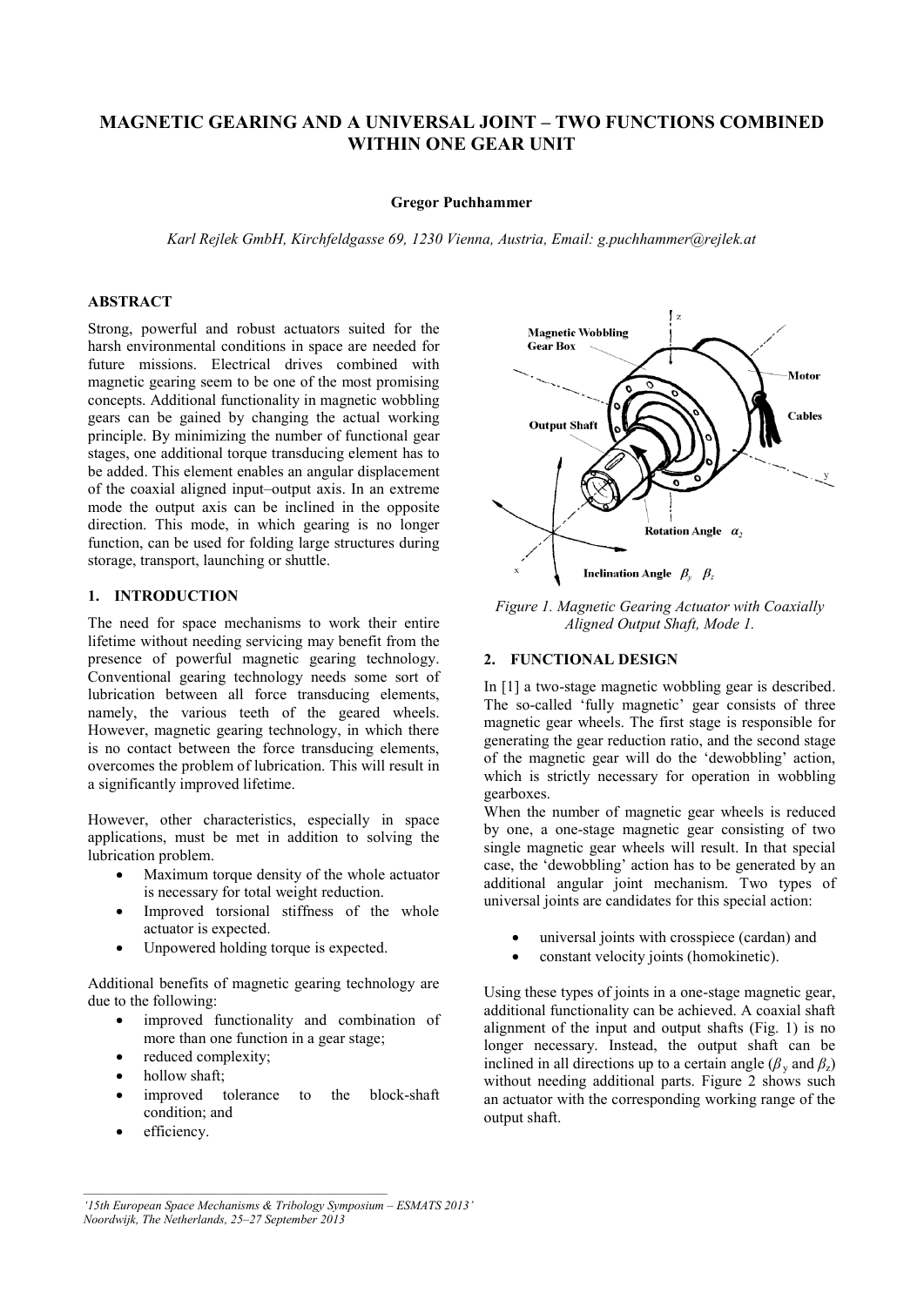# MAGNETIC GEARING AND A UNIVERSAL JOINT – TWO FUNCTIONS COMBINED WITHIN ONE GEAR UNIT

**Gregor Puchhammer**

*Karl Rejlek GmbH, Kirchfeldgasse 69, 1230 Vienna, Austria, Email: g.puchhammer@rejlek.at*

## ABSTRACT

Strong, powerful and robust actuators suited for the harsh environmental conditions in space are needed for future missions. Electrical drives combined with magnetic gearing seem to be one of the most promising concepts. Additional functionality in magnetic wobbling gears can be gained by changing the actual working principle. By minimizing the number of functional gear stages, one additional torque transducing element has to be added. This element enables an angular displacement of the coaxial aligned input–output axis. In an extreme mode the output axis can be inclined in the opposite direction. This mode, in which gearing is no longer function, can be used for folding large structures during storage, transport, launching or shuttle.

## 1. INTRODUCTION

The need for space mechanisms to work their entire lifetime without needing servicing may benefit from the presence of powerful magnetic gearing technology. Conventional gearing technology needs some sort of lubrication between all force transducing elements, namely, the various teeth of the geared wheels. However, magnetic gearing technology, in which there is no contact between the force transducing elements, overcomes the problem of lubrication. This will result in a significantly improved lifetime.

However, other characteristics, especially in space applications, must be met in addition to solving the lubrication problem.

- Maximum torque density of the whole actuator is necessary for total weight reduction.
- Improved torsional stiffness of the whole actuator is expected.
- Unpowered holding torque is expected.

Additional benefits of magnetic gearing technology are due to the following:

- improved functionality and combination of more than one function in a gear stage;
- reduced complexity;
- hollow shaft;
- improved tolerance to the block-shaft condition; and
- efficiency.

Magnetic Wobbling Gear Box, Motor, Cables, Output Shaft, Rotation Angle $\alpha_2$, Inclination Angle $\beta_y$ $\beta_z$

*Figure 1. Magnetic Gearing Actuator with Coaxially Aligned Output Shaft, Mode 1.*

## 2. FUNCTIONAL DESIGN

In [1] a two-stage magnetic wobbling gear is described. The so-called 'fully magnetic' gear consists of three magnetic gear wheels. The first stage is responsible for generating the gear reduction ratio, and the second stage of the magnetic gear will do the 'dewobbling' action, which is strictly necessary for operation in wobbling gearboxes.

When the number of magnetic gear wheels is reduced by one, a one-stage magnetic gear consisting of two single magnetic gear wheels will result. In that special case, the 'dewobbling' action has to be generated by an additional angular joint mechanism. Two types of universal joints are candidates for this special action:

- universal joints with crosspiece (cardan) and
- constant velocity joints (homokinetic).

Using these types of joints in a one-stage magnetic gear, additional functionality can be achieved. A coaxial shaft alignment of the input and output shafts (Fig. 1) is no longer necessary. Instead, the output shaft can be inclined in all directions up to a certain angle ($\beta_y$ and $\beta_z$) without needing additional parts. Figure 2 shows such an actuator with the corresponding working range of the output shaft.

---

*'15th European Space Mechanisms & Tribology Symposium – ESMATS 2013' Noordwijk, The Netherlands, 25–27 September 2013*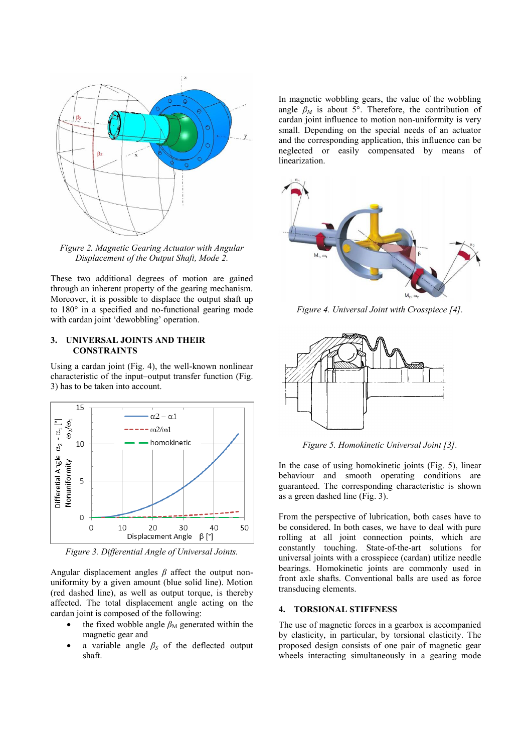*Figure 2. Magnetic Gearing Actuator with Angular Displacement of the Output Shaft, Mode 2.*

These two additional degrees of motion are gained through an inherent property of the gearing mechanism. Moreover, it is possible to displace the output shaft up to 180° in a specified and no-functional gearing mode with cardan joint 'dewobbling' operation.

## 3. UNIVERSAL JOINTS AND THEIR CONSTRAINTS

Using a cardan joint (Fig. 4), the well-known nonlinear characteristic of the input–output transfer function (Fig. 3) has to be taken into account.

*Figure 3. Differential Angle of Universal Joints.*

Angular displacement angles $\beta$ affect the output non-uniformity by a given amount (blue solid line). Motion (red dashed line), as well as output torque, is thereby affected. The total displacement angle acting on the cardan joint is composed of the following:

- the fixed wobble angle $\beta_M$ generated within the magnetic gear and
- a variable angle $\beta_S$ of the deflected output shaft.

In magnetic wobbling gears, the value of the wobbling angle $\beta_M$ is about 5°. Therefore, the contribution of cardan joint influence to motion non-uniformity is very small. Depending on the special needs of an actuator and the corresponding application, this influence can be neglected or easily compensated by means of linearization.

*Figure 4. Universal Joint with Crosspiece [4].*

*Figure 5. Homokinetic Universal Joint [3].*

In the case of using homokinetic joints (Fig. 5), linear behaviour and smooth operating conditions are guaranteed. The corresponding characteristic is shown as a green dashed line (Fig. 3).

From the perspective of lubrication, both cases have to be considered. In both cases, we have to deal with pure rolling at all joint connection points, which are constantly touching. State-of-the-art solutions for universal joints with a crosspiece (cardan) utilize needle bearings. Homokinetic joints are commonly used in front axle shafts. Conventional balls are used as force transducing elements.

## 4. TORSIONAL STIFFNESS

The use of magnetic forces in a gearbox is accompanied by elasticity, in particular, by torsional elasticity. The proposed design consists of one pair of magnetic gear wheels interacting simultaneously in a gearing mode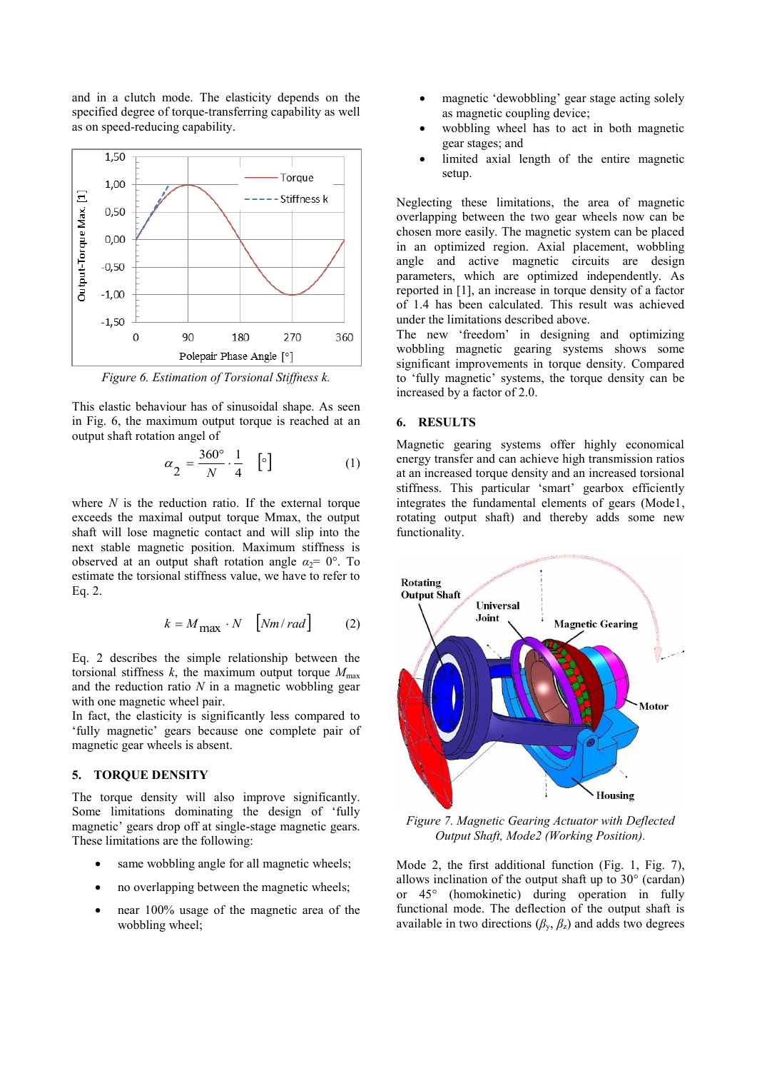and in a clutch mode. The elasticity depends on the specified degree of torque-transferring capability as well as on speed-reducing capability.

Figure 6. Estimation of Torsional Stiffness k.

This elastic behaviour has of sinusoidal shape. As seen in Fig. 6, the maximum output torque is reached at an output shaft rotation angel of

$$\alpha_2 = \frac{360°}{N} \cdot \frac{1}{4} \quad [°] \tag{1}$$

where $N$ is the reduction ratio. If the external torque exceeds the maximal output torque Mmax, the output shaft will lose magnetic contact and will slip into the next stable magnetic position. Maximum stiffness is observed at an output shaft rotation angle $\alpha_2 = 0°$. To estimate the torsional stiffness value, we have to refer to Eq. 2.

$$k = M_{max} \cdot N \quad [Nm/rad] \tag{2}$$

Eq. 2 describes the simple relationship between the torsional stiffness $k$, the maximum output torque $M_{max}$ and the reduction ratio $N$ in a magnetic wobbling gear with one magnetic wheel pair.

In fact, the elasticity is significantly less compared to 'fully magnetic' gears because one complete pair of magnetic gear wheels is absent.

## 5. TORQUE DENSITY

The torque density will also improve significantly. Some limitations dominating the design of 'fully magnetic' gears drop off at single-stage magnetic gears. These limitations are the following:

- same wobbling angle for all magnetic wheels;
- no overlapping between the magnetic wheels;
- near 100% usage of the magnetic area of the wobbling wheel;
- magnetic 'dewobbling' gear stage acting solely as magnetic coupling device;
- wobbling wheel has to act in both magnetic gear stages; and
- limited axial length of the entire magnetic setup.

Neglecting these limitations, the area of magnetic overlapping between the two gear wheels now can be chosen more easily. The magnetic system can be placed in an optimized region. Axial placement, wobbling angle and active magnetic circuits are design parameters, which are optimized independently. As reported in [1], an increase in torque density of a factor of 1.4 has been calculated. This result was achieved under the limitations described above.

The new 'freedom' in designing and optimizing wobbling magnetic gearing systems shows some significant improvements in torque density. Compared to 'fully magnetic' systems, the torque density can be increased by a factor of 2.0.

## 6. RESULTS

Magnetic gearing systems offer highly economical energy transfer and can achieve high transmission ratios at an increased torque density and an increased torsional stiffness. This particular 'smart' gearbox efficiently integrates the fundamental elements of gears (Mode1, rotating output shaft) and thereby adds some new functionality.

Figure 7. Magnetic Gearing Actuator with Deflected Output Shaft, Mode2 (Working Position).

Mode 2, the first additional function (Fig. 1, Fig. 7), allows inclination of the output shaft up to 30° (cardan) or 45° (homokinetic) during operation in fully functional mode. The deflection of the output shaft is available in two directions ($\beta_y$, $\beta_z$) and adds two degrees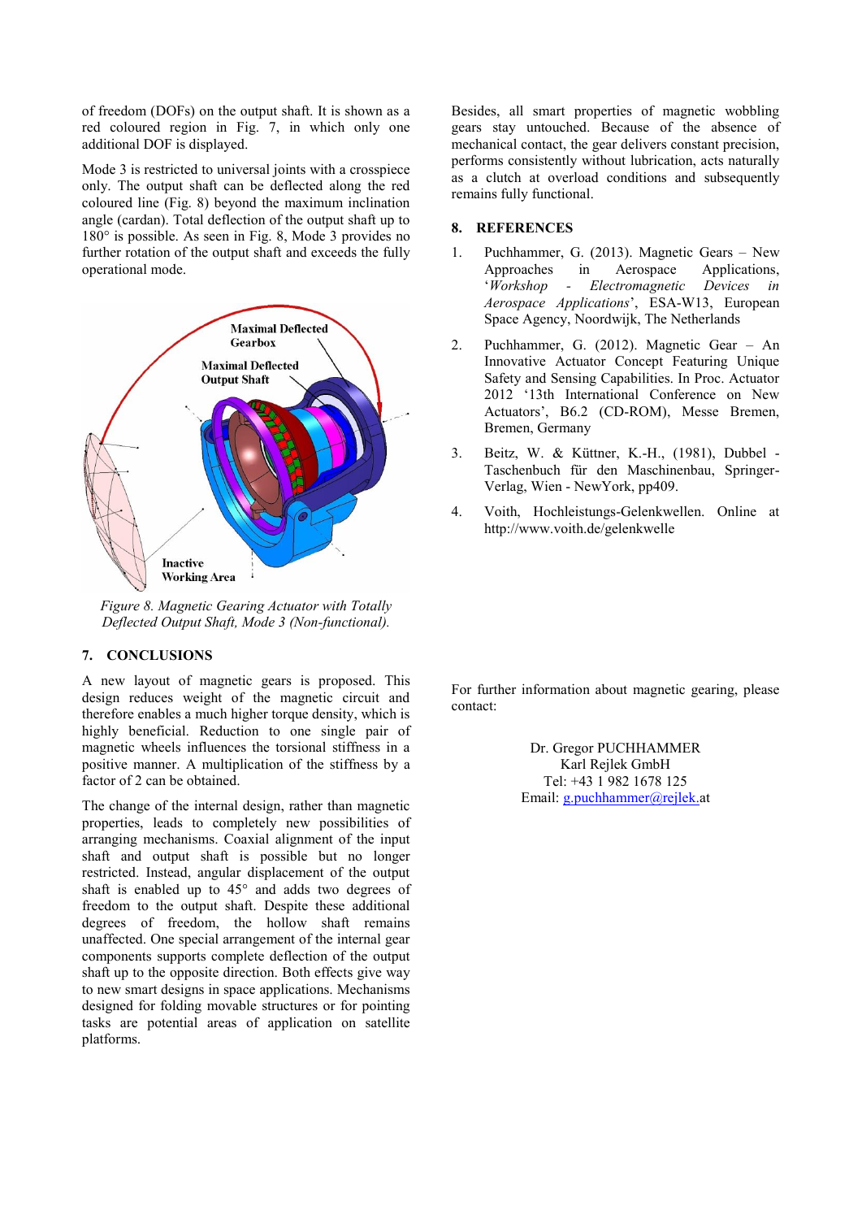of freedom (DOFs) on the output shaft. It is shown as a red coloured region in Fig. 7, in which only one additional DOF is displayed.

Mode 3 is restricted to universal joints with a crosspiece only. The output shaft can be deflected along the red coloured line (Fig. 8) beyond the maximum inclination angle (cardan). Total deflection of the output shaft up to 180° is possible. As seen in Fig. 8, Mode 3 provides no further rotation of the output shaft and exceeds the fully operational mode.

Maximal Deflected Gearbox

Maximal Deflected Output Shaft

Inactive Working Area

*Figure 8. Magnetic Gearing Actuator with Totally Deflected Output Shaft, Mode 3 (Non-functional).*

## 7. CONCLUSIONS

A new layout of magnetic gears is proposed. This design reduces weight of the magnetic circuit and therefore enables a much higher torque density, which is highly beneficial. Reduction to one single pair of magnetic wheels influences the torsional stiffness in a positive manner. A multiplication of the stiffness by a factor of 2 can be obtained.

The change of the internal design, rather than magnetic properties, leads to completely new possibilities of arranging mechanisms. Coaxial alignment of the input shaft and output shaft is possible but no longer restricted. Instead, angular displacement of the output shaft is enabled up to 45° and adds two degrees of freedom to the output shaft. Despite these additional degrees of freedom, the hollow shaft remains unaffected. One special arrangement of the internal gear components supports complete deflection of the output shaft up to the opposite direction. Both effects give way to new smart designs in space applications. Mechanisms designed for folding movable structures or for pointing tasks are potential areas of application on satellite platforms.

Besides, all smart properties of magnetic wobbling gears stay untouched. Because of the absence of mechanical contact, the gear delivers constant precision, performs consistently without lubrication, acts naturally as a clutch at overload conditions and subsequently remains fully functional.

## 8. REFERENCES

1. Puchhammer, G. (2013). Magnetic Gears – New Approaches in Aerospace Applications, '*Workshop - Electromagnetic Devices in Aerospace Applications*', ESA-W13, European Space Agency, Noordwijk, The Netherlands

2. Puchhammer, G. (2012). Magnetic Gear – An Innovative Actuator Concept Featuring Unique Safety and Sensing Capabilities. In Proc. Actuator 2012 '13th International Conference on New Actuators', B6.2 (CD-ROM), Messe Bremen, Bremen, Germany

3. Beitz, W. & Küttner, K.-H., (1981), Dubbel - Taschenbuch für den Maschinenbau, Springer-Verlag, Wien - NewYork, pp409.

4. Voith, Hochleistungs-Gelenkwellen. Online at http://www.voith.de/gelenkwelle

For further information about magnetic gearing, please contact:

Dr. Gregor PUCHHAMMER
Karl Rejlek GmbH
Tel: +43 1 982 1678 125
Email: g.puchhammer@rejlek.at